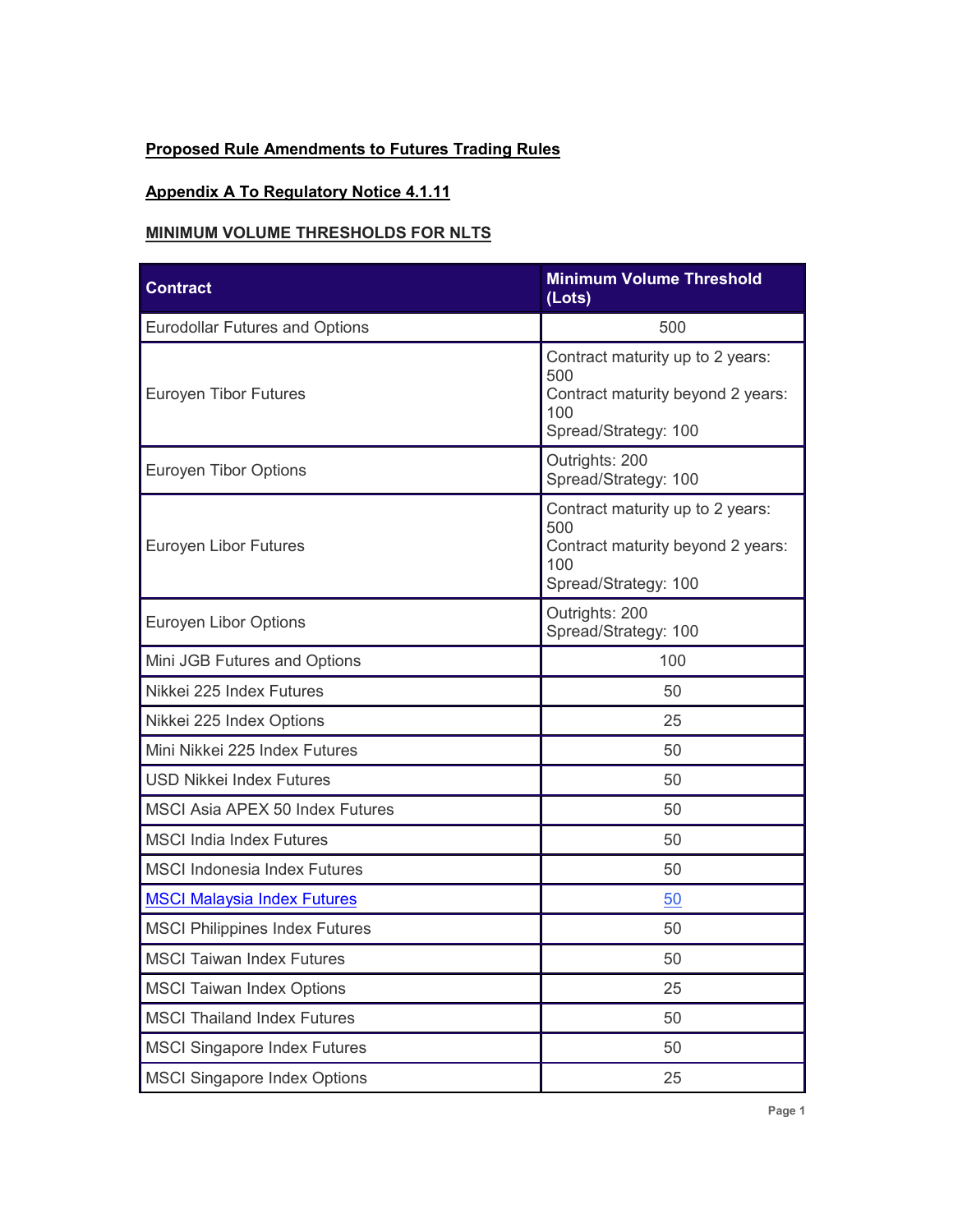**Proposed Rule Amendments to Futures Trading Rules**

**Appendix A To Regulatory Notice 4.1.11**

**MINIMUM VOLUME THRESHOLDS FOR NLTS**

| Contract | Minimum Volume Threshold (Lots) |
|---|---|
| Eurodollar Futures and Options | 500 |
| Euroyen Tibor Futures | Contract maturity up to 2 years: 500<br>Contract maturity beyond 2 years: 100<br>Spread/Strategy: 100 |
| Euroyen Tibor Options | Outrights: 200<br>Spread/Strategy: 100 |
| Euroyen Libor Futures | Contract maturity up to 2 years: 500<br>Contract maturity beyond 2 years: 100<br>Spread/Strategy: 100 |
| Euroyen Libor Options | Outrights: 200<br>Spread/Strategy: 100 |
| Mini JGB Futures and Options | 100 |
| Nikkei 225 Index Futures | 50 |
| Nikkei 225 Index Options | 25 |
| Mini Nikkei 225 Index Futures | 50 |
| USD Nikkei Index Futures | 50 |
| MSCI Asia APEX 50 Index Futures | 50 |
| MSCI India Index Futures | 50 |
| MSCI Indonesia Index Futures | 50 |
| MSCI Malaysia Index Futures | 50 |
| MSCI Philippines Index Futures | 50 |
| MSCI Taiwan Index Futures | 50 |
| MSCI Taiwan Index Options | 25 |
| MSCI Thailand Index Futures | 50 |
| MSCI Singapore Index Futures | 50 |
| MSCI Singapore Index Options | 25 |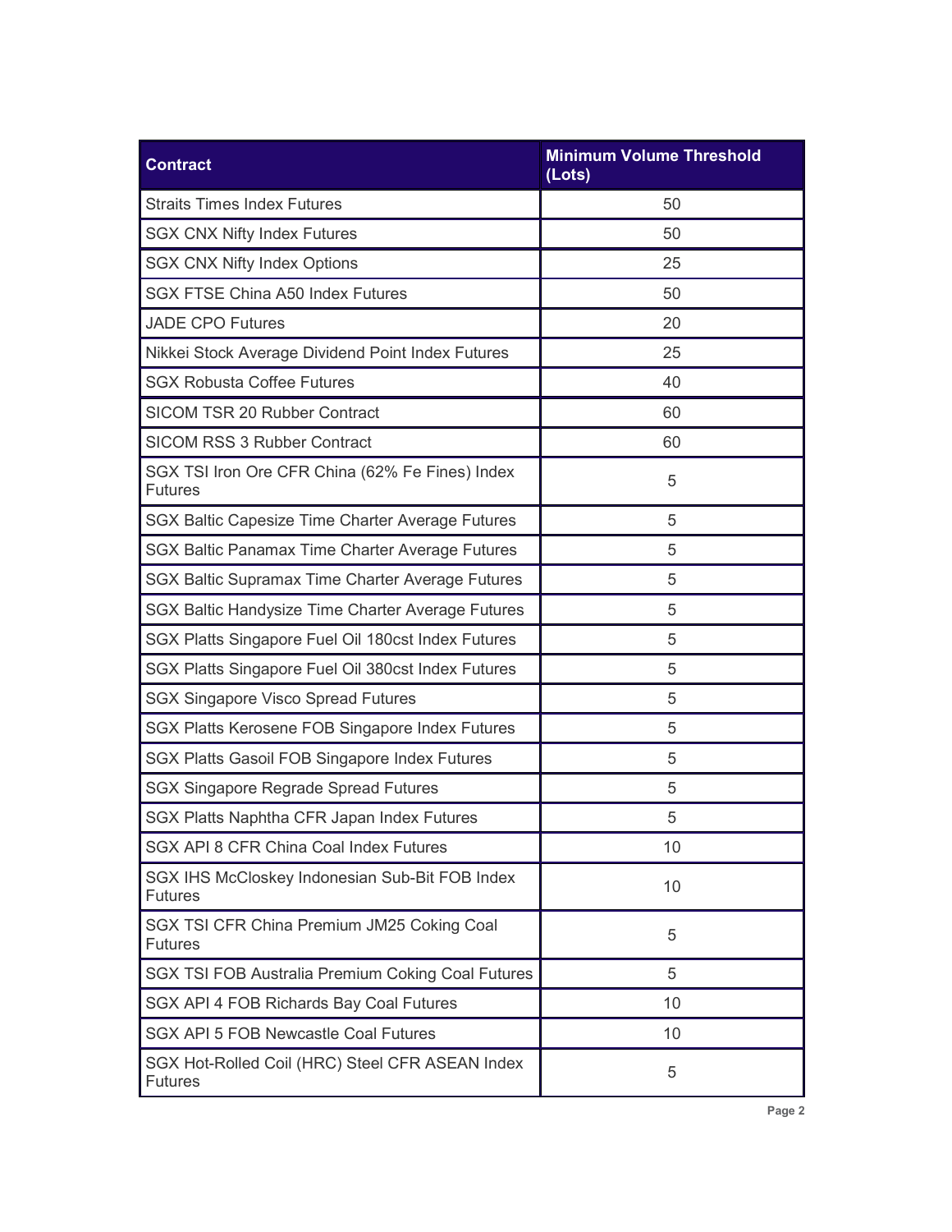| Contract | Minimum Volume Threshold (Lots) |
| --- | --- |
| Straits Times Index Futures | 50 |
| SGX CNX Nifty Index Futures | 50 |
| SGX CNX Nifty Index Options | 25 |
| SGX FTSE China A50 Index Futures | 50 |
| JADE CPO Futures | 20 |
| Nikkei Stock Average Dividend Point Index Futures | 25 |
| SGX Robusta Coffee Futures | 40 |
| SICOM TSR 20 Rubber Contract | 60 |
| SICOM RSS 3 Rubber Contract | 60 |
| SGX TSI Iron Ore CFR China (62% Fe Fines) Index Futures | 5 |
| SGX Baltic Capesize Time Charter Average Futures | 5 |
| SGX Baltic Panamax Time Charter Average Futures | 5 |
| SGX Baltic Supramax Time Charter Average Futures | 5 |
| SGX Baltic Handysize Time Charter Average Futures | 5 |
| SGX Platts Singapore Fuel Oil 180cst Index Futures | 5 |
| SGX Platts Singapore Fuel Oil 380cst Index Futures | 5 |
| SGX Singapore Visco Spread Futures | 5 |
| SGX Platts Kerosene FOB Singapore Index Futures | 5 |
| SGX Platts Gasoil FOB Singapore Index Futures | 5 |
| SGX Singapore Regrade Spread Futures | 5 |
| SGX Platts Naphtha CFR Japan Index Futures | 5 |
| SGX API 8 CFR China Coal Index Futures | 10 |
| SGX IHS McCloskey Indonesian Sub-Bit FOB Index Futures | 10 |
| SGX TSI CFR China Premium JM25 Coking Coal Futures | 5 |
| SGX TSI FOB Australia Premium Coking Coal Futures | 5 |
| SGX API 4 FOB Richards Bay Coal Futures | 10 |
| SGX API 5 FOB Newcastle Coal Futures | 10 |
| SGX Hot-Rolled Coil (HRC) Steel CFR ASEAN Index Futures | 5 |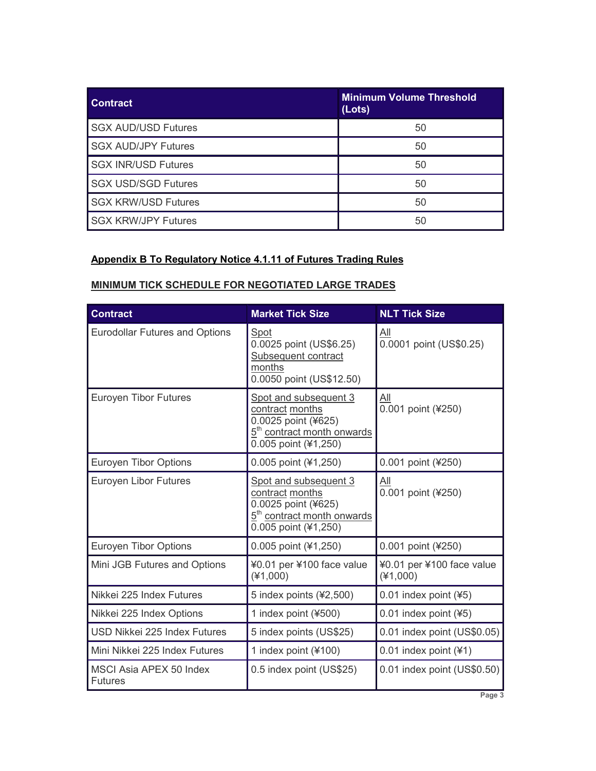| Contract | Minimum Volume Threshold (Lots) |
| --- | --- |
| SGX AUD/USD Futures | 50 |
| SGX AUD/JPY Futures | 50 |
| SGX INR/USD Futures | 50 |
| SGX USD/SGD Futures | 50 |
| SGX KRW/USD Futures | 50 |
| SGX KRW/JPY Futures | 50 |

**Appendix B To Regulatory Notice 4.1.11 of Futures Trading Rules**

**MINIMUM TICK SCHEDULE FOR NEGOTIATED LARGE TRADES**

| Contract | Market Tick Size | NLT Tick Size |
| --- | --- | --- |
| Eurodollar Futures and Options | Spot<br>0.0025 point (US$6.25)<br>Subsequent contract months<br>0.0050 point (US$12.50) | All<br>0.0001 point (US$0.25) |
| Euroyen Tibor Futures | Spot and subsequent 3 contract months<br>0.0025 point (¥625)<br>5th contract month onwards<br>0.005 point (¥1,250) | All<br>0.001 point (¥250) |
| Euroyen Tibor Options | 0.005 point (¥1,250) | 0.001 point (¥250) |
| Euroyen Libor Futures | Spot and subsequent 3 contract months<br>0.0025 point (¥625)<br>5th contract month onwards<br>0.005 point (¥1,250) | All<br>0.001 point (¥250) |
| Euroyen Tibor Options | 0.005 point (¥1,250) | 0.001 point (¥250) |
| Mini JGB Futures and Options | ¥0.01 per ¥100 face value (¥1,000) | ¥0.01 per ¥100 face value (¥1,000) |
| Nikkei 225 Index Futures | 5 index points (¥2,500) | 0.01 index point (¥5) |
| Nikkei 225 Index Options | 1 index point (¥500) | 0.01 index point (¥5) |
| USD Nikkei 225 Index Futures | 5 index points (US$25) | 0.01 index point (US$0.05) |
| Mini Nikkei 225 Index Futures | 1 index point (¥100) | 0.01 index point (¥1) |
| MSCI Asia APEX 50 Index Futures | 0.5 index point (US$25) | 0.01 index point (US$0.50) |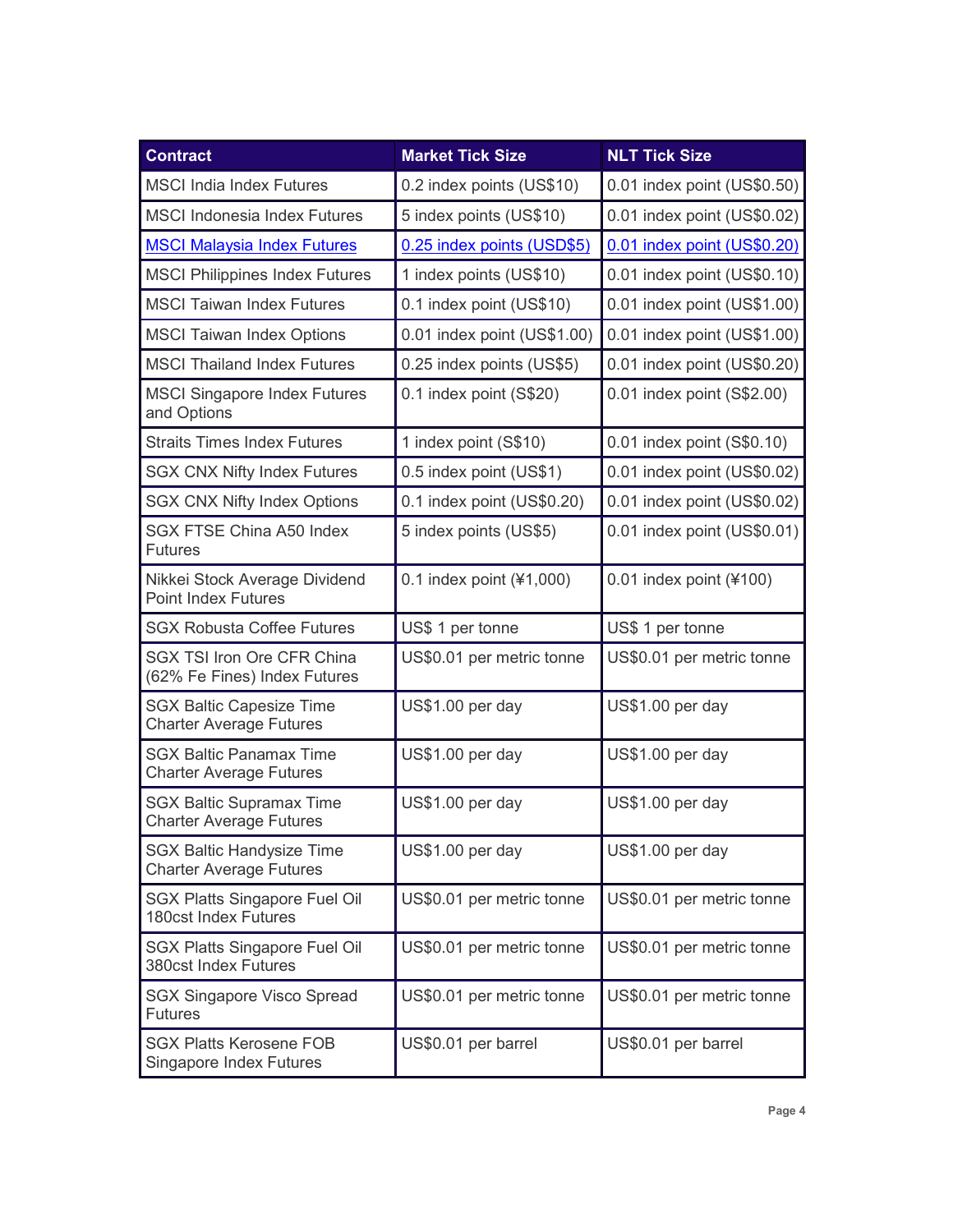| Contract | Market Tick Size | NLT Tick Size |
| --- | --- | --- |
| MSCI India Index Futures | 0.2 index points (US$10) | 0.01 index point (US$0.50) |
| MSCI Indonesia Index Futures | 5 index points (US$10) | 0.01 index point (US$0.02) |
| MSCI Malaysia Index Futures | 0.25 index points (USD$5) | 0.01 index point (US$0.20) |
| MSCI Philippines Index Futures | 1 index points (US$10) | 0.01 index point (US$0.10) |
| MSCI Taiwan Index Futures | 0.1 index point (US$10) | 0.01 index point (US$1.00) |
| MSCI Taiwan Index Options | 0.01 index point (US$1.00) | 0.01 index point (US$1.00) |
| MSCI Thailand Index Futures | 0.25 index points (US$5) | 0.01 index point (US$0.20) |
| MSCI Singapore Index Futures and Options | 0.1 index point (S$20) | 0.01 index point (S$2.00) |
| Straits Times Index Futures | 1 index point (S$10) | 0.01 index point (S$0.10) |
| SGX CNX Nifty Index Futures | 0.5 index point (US$1) | 0.01 index point (US$0.02) |
| SGX CNX Nifty Index Options | 0.1 index point (US$0.20) | 0.01 index point (US$0.02) |
| SGX FTSE China A50 Index Futures | 5 index points (US$5) | 0.01 index point (US$0.01) |
| Nikkei Stock Average Dividend Point Index Futures | 0.1 index point (¥1,000) | 0.01 index point (¥100) |
| SGX Robusta Coffee Futures | US$ 1 per tonne | US$ 1 per tonne |
| SGX TSI Iron Ore CFR China (62% Fe Fines) Index Futures | US$0.01 per metric tonne | US$0.01 per metric tonne |
| SGX Baltic Capesize Time Charter Average Futures | US$1.00 per day | US$1.00 per day |
| SGX Baltic Panamax Time Charter Average Futures | US$1.00 per day | US$1.00 per day |
| SGX Baltic Supramax Time Charter Average Futures | US$1.00 per day | US$1.00 per day |
| SGX Baltic Handysize Time Charter Average Futures | US$1.00 per day | US$1.00 per day |
| SGX Platts Singapore Fuel Oil 180cst Index Futures | US$0.01 per metric tonne | US$0.01 per metric tonne |
| SGX Platts Singapore Fuel Oil 380cst Index Futures | US$0.01 per metric tonne | US$0.01 per metric tonne |
| SGX Singapore Visco Spread Futures | US$0.01 per metric tonne | US$0.01 per metric tonne |
| SGX Platts Kerosene FOB Singapore Index Futures | US$0.01 per barrel | US$0.01 per barrel |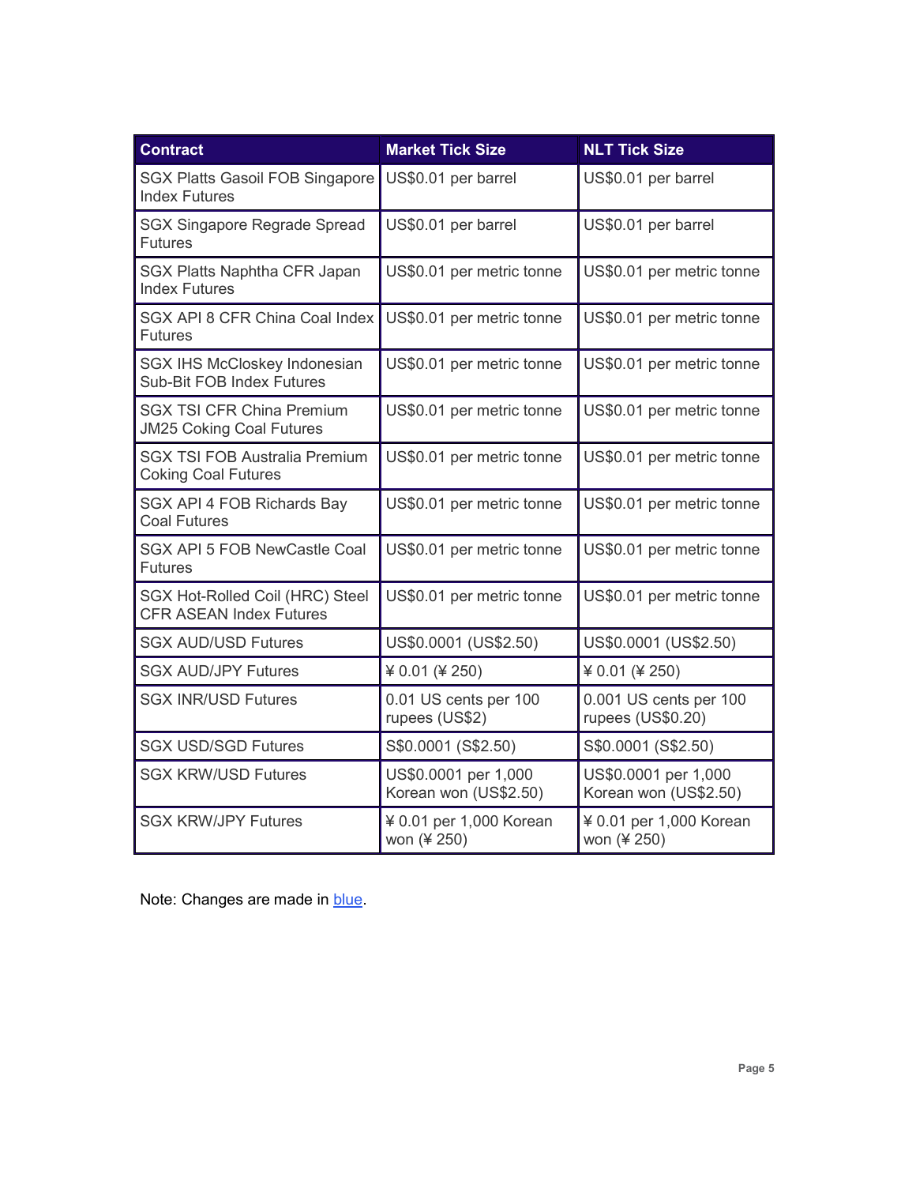| Contract | Market Tick Size | NLT Tick Size |
|---|---|---|
| SGX Platts Gasoil FOB Singapore Index Futures | US$0.01 per barrel | US$0.01 per barrel |
| SGX Singapore Regrade Spread Futures | US$0.01 per barrel | US$0.01 per barrel |
| SGX Platts Naphtha CFR Japan Index Futures | US$0.01 per metric tonne | US$0.01 per metric tonne |
| SGX API 8 CFR China Coal Index Futures | US$0.01 per metric tonne | US$0.01 per metric tonne |
| SGX IHS McCloskey Indonesian Sub-Bit FOB Index Futures | US$0.01 per metric tonne | US$0.01 per metric tonne |
| SGX TSI CFR China Premium JM25 Coking Coal Futures | US$0.01 per metric tonne | US$0.01 per metric tonne |
| SGX TSI FOB Australia Premium Coking Coal Futures | US$0.01 per metric tonne | US$0.01 per metric tonne |
| SGX API 4 FOB Richards Bay Coal Futures | US$0.01 per metric tonne | US$0.01 per metric tonne |
| SGX API 5 FOB NewCastle Coal Futures | US$0.01 per metric tonne | US$0.01 per metric tonne |
| SGX Hot-Rolled Coil (HRC) Steel CFR ASEAN Index Futures | US$0.01 per metric tonne | US$0.01 per metric tonne |
| SGX AUD/USD Futures | US$0.0001 (US$2.50) | US$0.0001 (US$2.50) |
| SGX AUD/JPY Futures | ¥ 0.01 (¥ 250) | ¥ 0.01 (¥ 250) |
| SGX INR/USD Futures | 0.01 US cents per 100 rupees (US$2) | 0.001 US cents per 100 rupees (US$0.20) |
| SGX USD/SGD Futures | S$0.0001 (S$2.50) | S$0.0001 (S$2.50) |
| SGX KRW/USD Futures | US$0.0001 per 1,000 Korean won (US$2.50) | US$0.0001 per 1,000 Korean won (US$2.50) |
| SGX KRW/JPY Futures | ¥ 0.01 per 1,000 Korean won (¥ 250) | ¥ 0.01 per 1,000 Korean won (¥ 250) |

Note: Changes are made in blue.